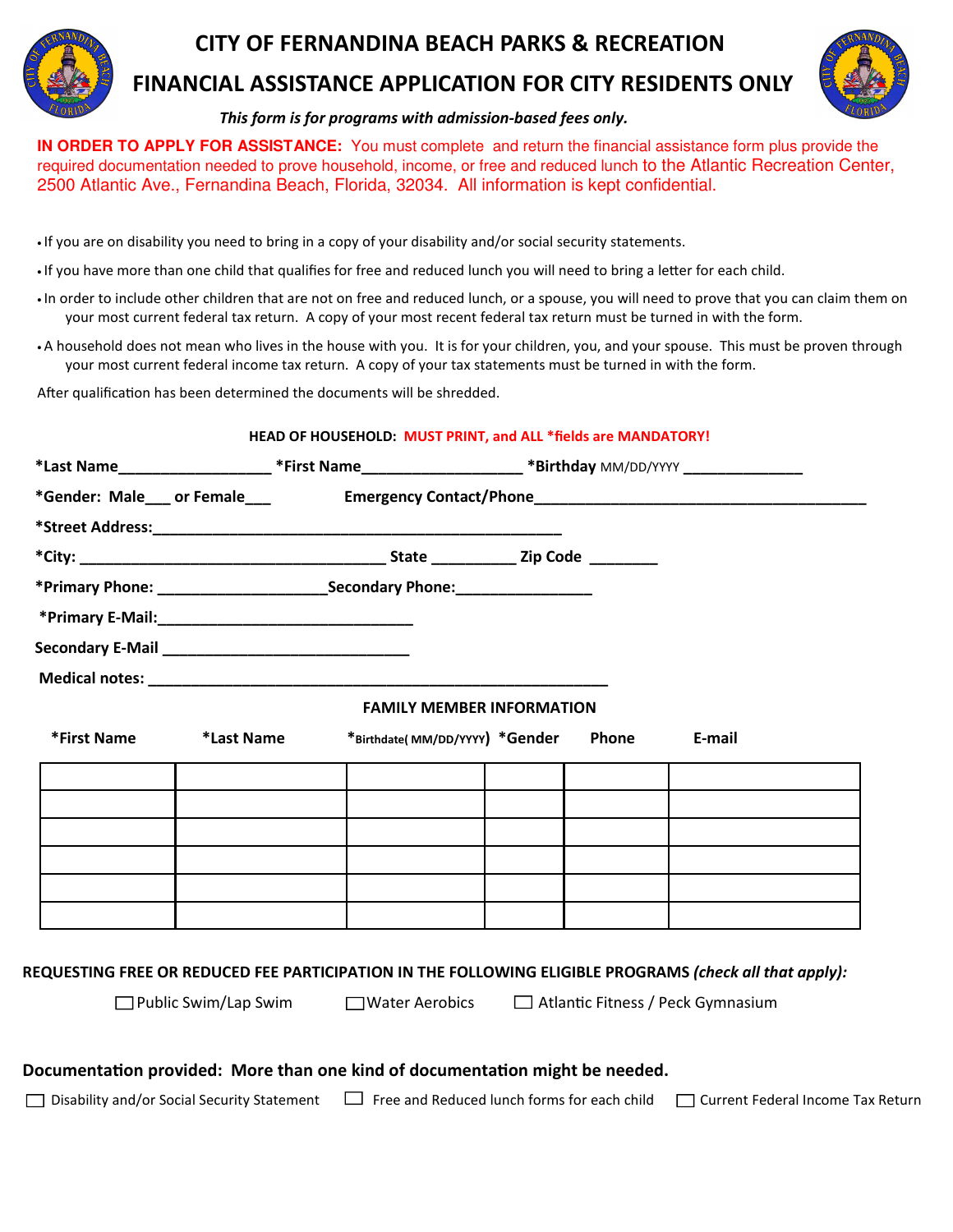# CITY OF FERNANDINA BEACH PARKS & RECREATION

## FINANCIAL ASSISTANCE APPLICATION FOR CITY RESIDENTS ONLY

*This form is for programs with admission-based fees only.*

**IN ORDER TO APPLY FOR ASSISTANCE:** You must complete and return the financial assistance form plus provide the required documentation needed to prove household, income, or free and reduced lunch to the Atlantic Recreation Center, 2500 Atlantic Ave., Fernandina Beach, Florida, 32034. All information is kept confidential.

- If you are on disability you need to bring in a copy of your disability and/or social security statements.
- If you have more than one child that qualifies for free and reduced lunch you will need to bring a letter for each child.
- In order to include other children that are not on free and reduced lunch, or a spouse, you will need to prove that you can claim them on your most current federal tax return. A copy of your most recent federal tax return must be turned in with the form.
- A household does not mean who lives in the house with you. It is for your children, you, and your spouse. This must be proven through your most current federal income tax return. A copy of your tax statements must be turned in with the form.

After qualification has been determined the documents will be shredded.

**HEAD OF HOUSEHOLD: MUST PRINT, and ALL *fields are MANDATORY!**

**\*Last Name**__________________ **\*First Name**___________________ **\*Birthday** MM/DD/YYYY ______________

**\*Gender: Male**___ **or Female**___ **Emergency Contact/Phone**________________________________________

**\*Street Address:**_________________________________________________

**\*City:** ____________________________________ **State** __________ **Zip Code** ________

**\*Primary Phone:** ____________________ **Secondary Phone:**________________

**\*Primary E-Mail:**______________________________

**Secondary E-Mail** _____________________________

**Medical notes:** ______________________________________________________

**FAMILY MEMBER INFORMATION**

| *First Name | *Last Name | *Birthdate( MM/DD/YYYY) | *Gender | Phone | E-mail |
|---|---|---|---|---|---|
| | | | | | |
| | | | | | |
| | | | | | |
| | | | | | |
| | | | | | |
| | | | | | |

**REQUESTING FREE OR REDUCED FEE PARTICIPATION IN THE FOLLOWING ELIGIBLE PROGRAMS** ***(check all that apply):***

☐ Public Swim/Lap Swim ☐ Water Aerobics ☐ Atlantic Fitness / Peck Gymnasium

**Documentation provided: More than one kind of documentation might be needed.**

☐ Disability and/or Social Security Statement ☐ Free and Reduced lunch forms for each child ☐ Current Federal Income Tax Return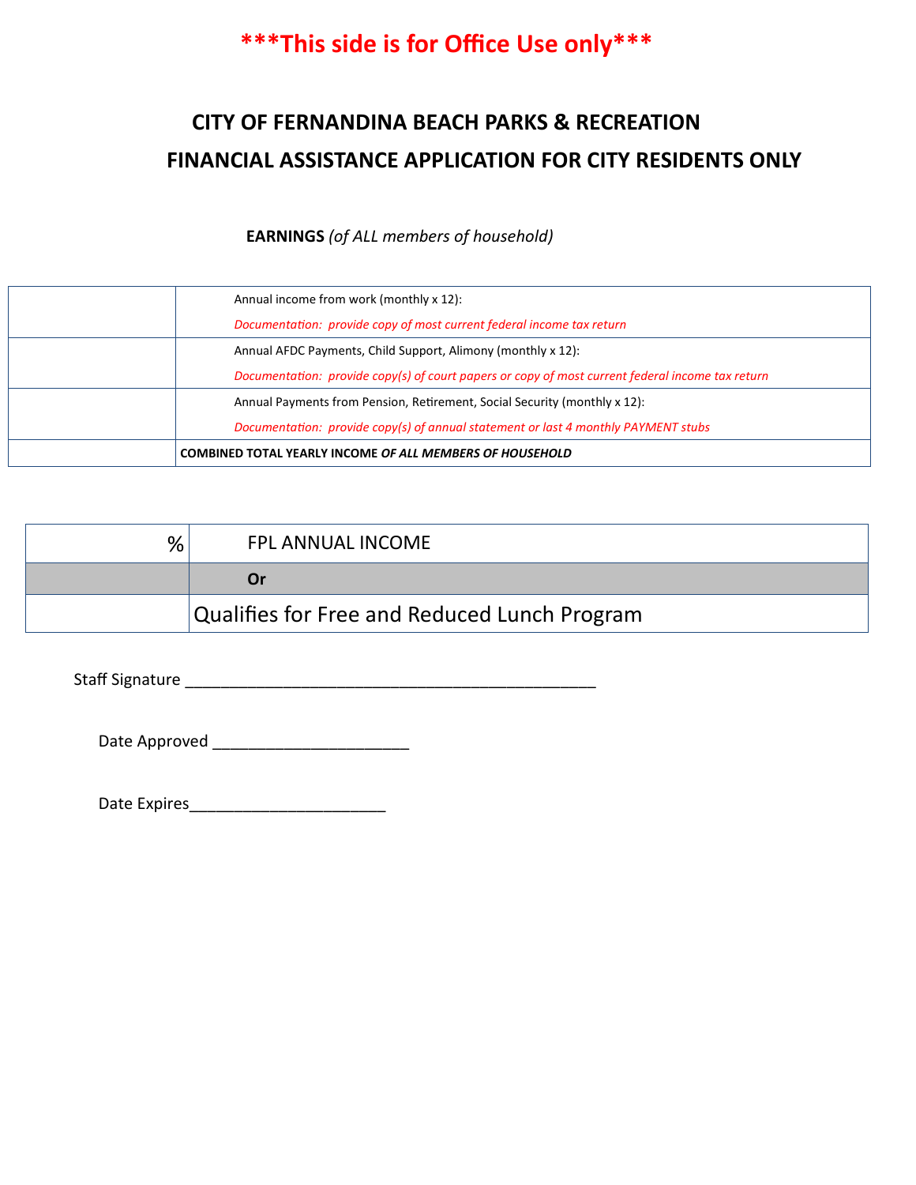***This side is for Office Use only***

## CITY OF FERNANDINA BEACH PARKS & RECREATION

## FINANCIAL ASSISTANCE APPLICATION FOR CITY RESIDENTS ONLY

**EARNINGS** *(of ALL members of household)*

| | |
|---|---|
| | Annual income from work (monthly x 12):<br>*Documentation: provide copy of most current federal income tax return* |
| | Annual AFDC Payments, Child Support, Alimony (monthly x 12):<br>*Documentation: provide copy(s) of court papers or copy of most current federal income tax return* |
| | Annual Payments from Pension, Retirement, Social Security (monthly x 12):<br>*Documentation: provide copy(s) of annual statement or last 4 monthly PAYMENT stubs* |
| | **COMBINED TOTAL YEARLY INCOME *OF ALL MEMBERS OF HOUSEHOLD*** |

| | |
|---|---|
| % | FPL ANNUAL INCOME |
| | **Or** |
| | Qualifies for Free and Reduced Lunch Program |

Staff Signature _______________________________________________

Date Approved ______________________

Date Expires______________________